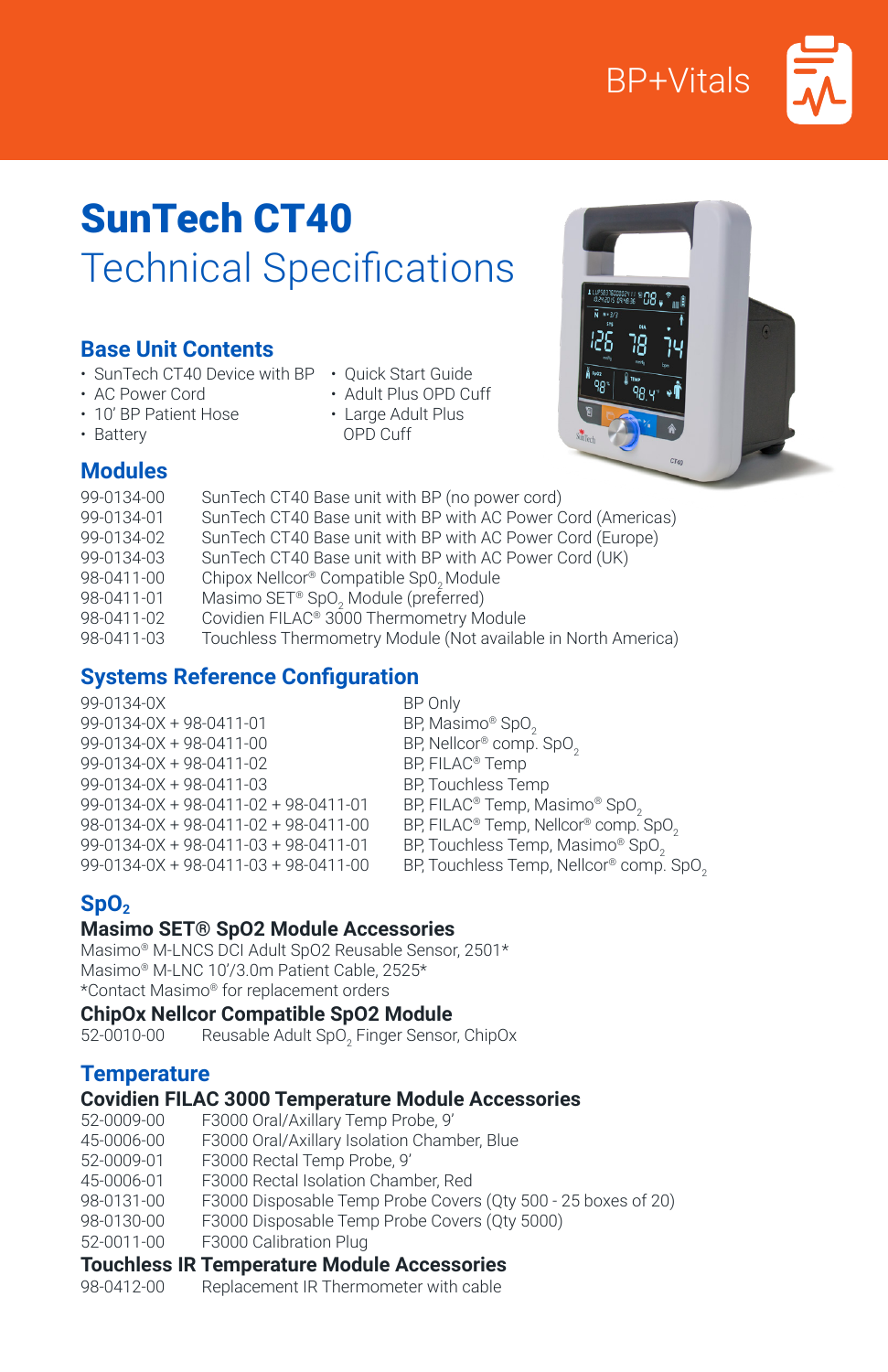BP+Vitals

# SunTech CT40

## Technical Specifications

### Base Unit Contents

- SunTech CT40 Device with BP
- AC Power Cord
- 10' BP Patient Hose
- Battery
- Quick Start Guide
- Adult Plus OPD Cuff
- Large Adult Plus OPD Cuff

### Modules

| | |
|---|---|
| 99-0134-00 | SunTech CT40 Base unit with BP (no power cord) |
| 99-0134-01 | SunTech CT40 Base unit with BP with AC Power Cord (Americas) |
| 99-0134-02 | SunTech CT40 Base unit with BP with AC Power Cord (Europe) |
| 99-0134-03 | SunTech CT40 Base unit with BP with AC Power Cord (UK) |
| 98-0411-00 | Chipox Nellcor® Compatible $SpO_2$ Module |
| 98-0411-01 | Masimo SET® $SpO_2$ Module (preferred) |
| 98-0411-02 | Covidien FILAC® 3000 Thermometry Module |
| 98-0411-03 | Touchless Thermometry Module (Not available in North America) |

### Systems Reference Configuration

| | |
|---|---|
| 99-0134-0X | BP Only |
| 99-0134-0X + 98-0411-01 | BP, Masimo® $SpO_2$ |
| 99-0134-0X + 98-0411-00 | BP, Nellcor® comp. $SpO_2$ |
| 99-0134-0X + 98-0411-02 | BP, FILAC® Temp |
| 99-0134-0X + 98-0411-03 | BP, Touchless Temp |
| 99-0134-0X + 98-0411-02 + 98-0411-01 | BP, FILAC® Temp, Masimo® $SpO_2$ |
| 98-0134-0X + 98-0411-02 + 98-0411-00 | BP, FILAC® Temp, Nellcor® comp. $SpO_2$ |
| 99-0134-0X + 98-0411-03 + 98-0411-01 | BP, Touchless Temp, Masimo® $SpO_2$ |
| 99-0134-0X + 98-0411-03 + 98-0411-00 | BP, Touchless Temp, Nellcor® comp. $SpO_2$ |

### $SpO_2$

#### Masimo SET® SpO2 Module Accessories

Masimo® M-LNCS DCI Adult SpO2 Reusable Sensor, 2501*
Masimo® M-LNC 10'/3.0m Patient Cable, 2525*
*Contact Masimo® for replacement orders

#### ChipOx Nellcor Compatible SpO2 Module

| | |
|---|---|
| 52-0010-00 | Reusable Adult $SpO_2$ Finger Sensor, ChipOx |

### Temperature

#### Covidien FILAC 3000 Temperature Module Accessories

| | |
|---|---|
| 52-0009-00 | F3000 Oral/Axillary Temp Probe, 9' |
| 45-0006-00 | F3000 Oral/Axillary Isolation Chamber, Blue |
| 52-0009-01 | F3000 Rectal Temp Probe, 9' |
| 45-0006-01 | F3000 Rectal Isolation Chamber, Red |
| 98-0131-00 | F3000 Disposable Temp Probe Covers (Qty 500 - 25 boxes of 20) |
| 98-0130-00 | F3000 Disposable Temp Probe Covers (Qty 5000) |
| 52-0011-00 | F3000 Calibration Plug |

#### Touchless IR Temperature Module Accessories

| | |
|---|---|
| 98-0412-00 | Replacement IR Thermometer with cable |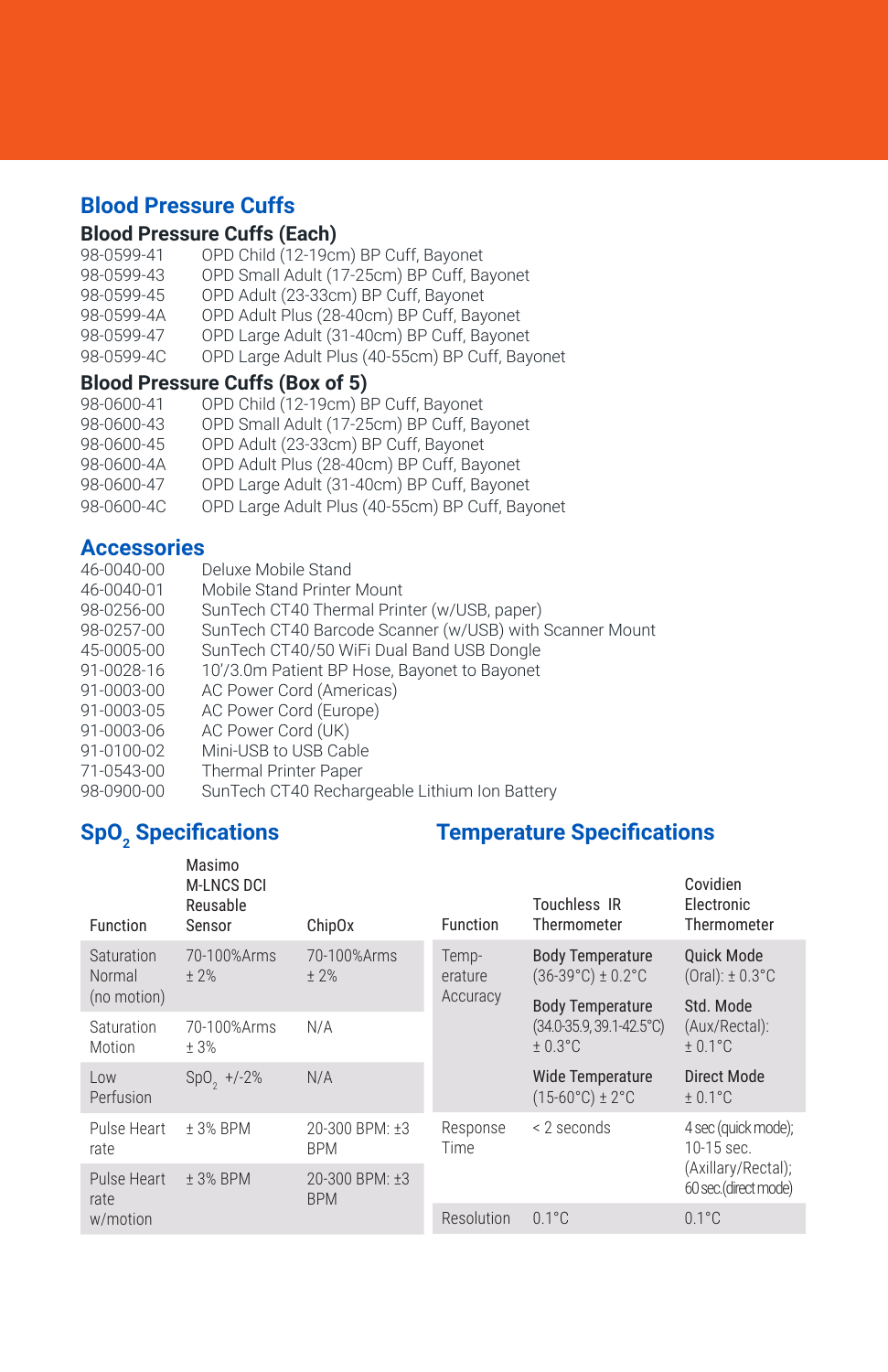## Blood Pressure Cuffs

### Blood Pressure Cuffs (Each)

| | |
|---|---|
| 98-0599-41 | OPD Child (12-19cm) BP Cuff, Bayonet |
| 98-0599-43 | OPD Small Adult (17-25cm) BP Cuff, Bayonet |
| 98-0599-45 | OPD Adult (23-33cm) BP Cuff, Bayonet |
| 98-0599-4A | OPD Adult Plus (28-40cm) BP Cuff, Bayonet |
| 98-0599-47 | OPD Large Adult (31-40cm) BP Cuff, Bayonet |
| 98-0599-4C | OPD Large Adult Plus (40-55cm) BP Cuff, Bayonet |

### Blood Pressure Cuffs (Box of 5)

| | |
|---|---|
| 98-0600-41 | OPD Child (12-19cm) BP Cuff, Bayonet |
| 98-0600-43 | OPD Small Adult (17-25cm) BP Cuff, Bayonet |
| 98-0600-45 | OPD Adult (23-33cm) BP Cuff, Bayonet |
| 98-0600-4A | OPD Adult Plus (28-40cm) BP Cuff, Bayonet |
| 98-0600-47 | OPD Large Adult (31-40cm) BP Cuff, Bayonet |
| 98-0600-4C | OPD Large Adult Plus (40-55cm) BP Cuff, Bayonet |

## Accessories

| | |
|---|---|
| 46-0040-00 | Deluxe Mobile Stand |
| 46-0040-01 | Mobile Stand Printer Mount |
| 98-0256-00 | SunTech CT40 Thermal Printer (w/USB, paper) |
| 98-0257-00 | SunTech CT40 Barcode Scanner (w/USB) with Scanner Mount |
| 45-0005-00 | SunTech CT40/50 WiFi Dual Band USB Dongle |
| 91-0028-16 | 10'/3.0m Patient BP Hose, Bayonet to Bayonet |
| 91-0003-00 | AC Power Cord (Americas) |
| 91-0003-05 | AC Power Cord (Europe) |
| 91-0003-06 | AC Power Cord (UK) |
| 91-0100-02 | Mini-USB to USB Cable |
| 71-0543-00 | Thermal Printer Paper |
| 98-0900-00 | SunTech CT40 Rechargeable Lithium Ion Battery |

## $SpO_2$ Specifications

| Function | Masimo M-LNCS DCI Reusable Sensor | ChipOx |
|---|---|---|
| Saturation Normal (no motion) | 70-100%Arms ± 2% | 70-100%Arms ± 2% |
| Saturation Motion | 70-100%Arms ± 3% | N/A |
| Low Perfusion | $SpO_2$ +/-2% | N/A |
| Pulse Heart rate | ± 3% BPM | 20-300 BPM: ±3 BPM |
| Pulse Heart rate w/motion | ± 3% BPM | 20-300 BPM: ±3 BPM |

## Temperature Specifications

| Function | Touchless IR Thermometer | Covidien Electronic Thermometer |
|---|---|---|
| Temperature Accuracy | **Body Temperature** (36-39°C) ± 0.2°C | **Quick Mode** (Oral): ± 0.3°C |
| | **Body Temperature** (34.0-35.9, 39.1-42.5°C) ± 0.3°C | **Std. Mode** (Aux/Rectal): ± 0.1°C |
| | **Wide Temperature** (15-60°C) ± 2°C | **Direct Mode** ± 0.1°C |
| Response Time | < 2 seconds | 4 sec (quick mode); 10-15 sec. (Axillary/Rectal); 60 sec.(direct mode) |
| Resolution | 0.1°C | 0.1°C |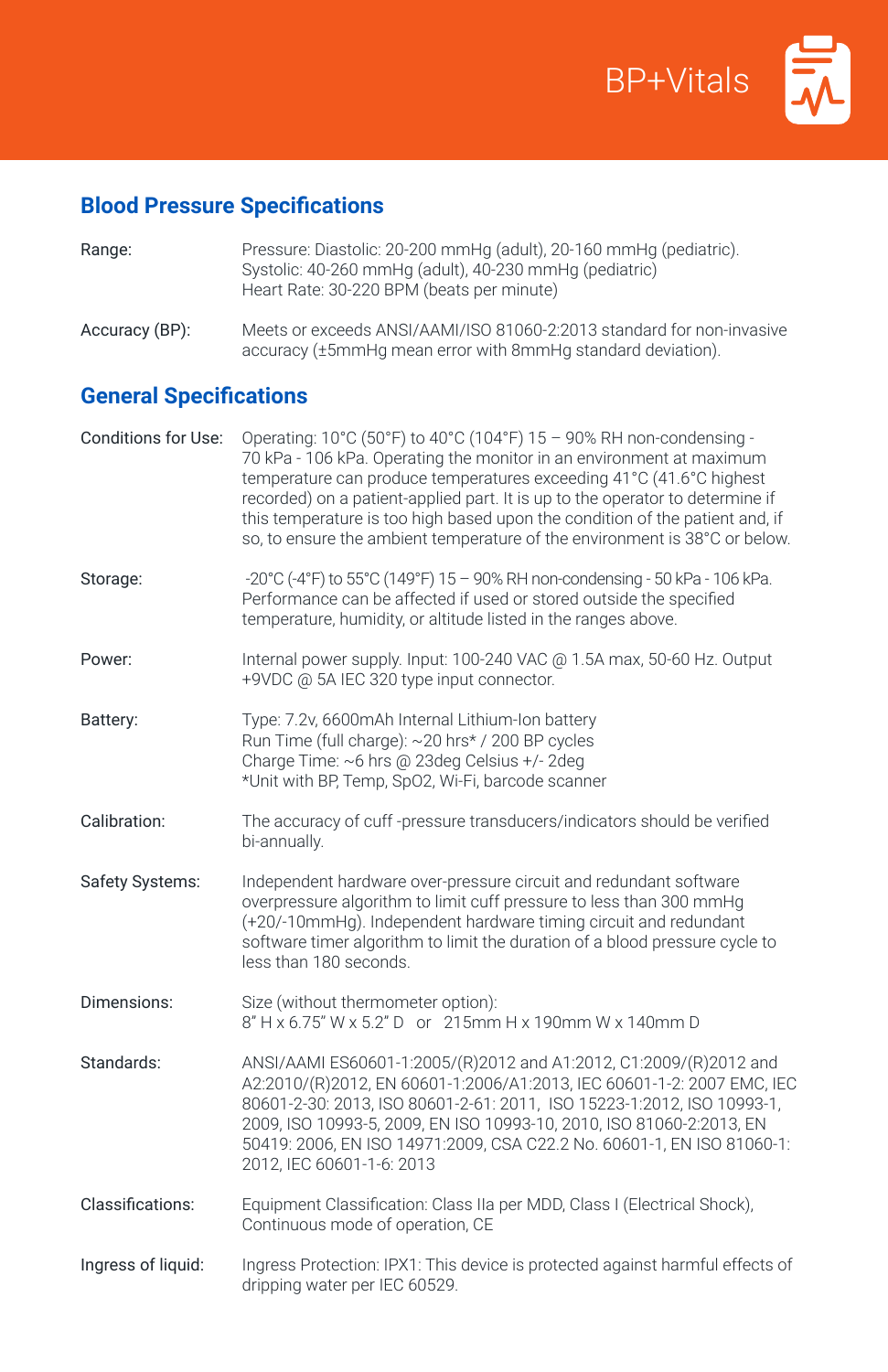# BP+Vitals

## Blood Pressure Specifications

| | |
|---|---|
| Range: | Pressure: Diastolic: 20-200 mmHg (adult), 20-160 mmHg (pediatric).<br>Systolic: 40-260 mmHg (adult), 40-230 mmHg (pediatric)<br>Heart Rate: 30-220 BPM (beats per minute) |
| Accuracy (BP): | Meets or exceeds ANSI/AAMI/ISO 81060-2:2013 standard for non-invasive accuracy (±5mmHg mean error with 8mmHg standard deviation). |

## General Specifications

| | |
|---|---|
| Conditions for Use: | Operating: 10°C (50°F) to 40°C (104°F) 15 – 90% RH non-condensing - 70 kPa - 106 kPa. Operating the monitor in an environment at maximum temperature can produce temperatures exceeding 41°C (41.6°C highest recorded) on a patient-applied part. It is up to the operator to determine if this temperature is too high based upon the condition of the patient and, if so, to ensure the ambient temperature of the environment is 38°C or below. |
| Storage: | -20°C (-4°F) to 55°C (149°F) 15 – 90% RH non-condensing - 50 kPa - 106 kPa. Performance can be affected if used or stored outside the specified temperature, humidity, or altitude listed in the ranges above. |
| Power: | Internal power supply. Input: 100-240 VAC @ 1.5A max, 50-60 Hz. Output +9VDC @ 5A IEC 320 type input connector. |
| Battery: | Type: 7.2v, 6600mAh Internal Lithium-Ion battery<br>Run Time (full charge): ~20 hrs* / 200 BP cycles<br>Charge Time: ~6 hrs @ 23deg Celsius +/- 2deg<br>*Unit with BP, Temp, SpO2, Wi-Fi, barcode scanner |
| Calibration: | The accuracy of cuff -pressure transducers/indicators should be verified bi-annually. |
| Safety Systems: | Independent hardware over-pressure circuit and redundant software overpressure algorithm to limit cuff pressure to less than 300 mmHg (+20/-10mmHg). Independent hardware timing circuit and redundant software timer algorithm to limit the duration of a blood pressure cycle to less than 180 seconds. |
| Dimensions: | Size (without thermometer option):<br>8" H x 6.75" W x 5.2" D or 215mm H x 190mm W x 140mm D |
| Standards: | ANSI/AAMI ES60601-1:2005/(R)2012 and A1:2012, C1:2009/(R)2012 and A2:2010/(R)2012, EN 60601-1:2006/A1:2013, IEC 60601-1-2: 2007 EMC, IEC 80601-2-30: 2013, ISO 80601-2-61: 2011, ISO 15223-1:2012, ISO 10993-1, 2009, ISO 10993-5, 2009, EN ISO 10993-10, 2010, ISO 81060-2:2013, EN 50419: 2006, EN ISO 14971:2009, CSA C22.2 No. 60601-1, EN ISO 81060-1: 2012, IEC 60601-1-6: 2013 |
| Classifications: | Equipment Classification: Class IIa per MDD, Class I (Electrical Shock), Continuous mode of operation, CE |
| Ingress of liquid: | Ingress Protection: IPX1: This device is protected against harmful effects of dripping water per IEC 60529. |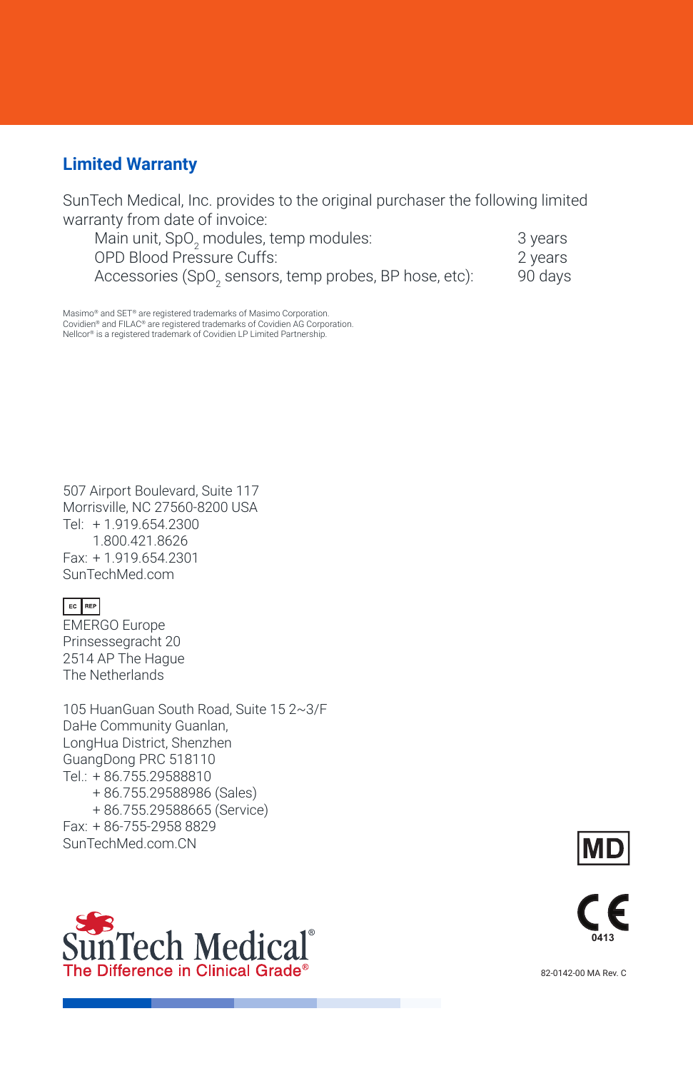## Limited Warranty

SunTech Medical, Inc. provides to the original purchaser the following limited warranty from date of invoice:

| | |
|---|---|
| Main unit, $SpO_2$ modules, temp modules: | 3 years |
| OPD Blood Pressure Cuffs: | 2 years |
| Accessories ($SpO_2$ sensors, temp probes, BP hose, etc): | 90 days |

Masimo® and SET® are registered trademarks of Masimo Corporation.
Covidien® and FILAC® are registered trademarks of Covidien AG Corporation.
Nellcor® is a registered trademark of Covidien LP Limited Partnership.

507 Airport Boulevard, Suite 117
Morrisville, NC 27560-8200 USA
Tel: + 1.919.654.2300
1.800.421.8626
Fax: + 1.919.654.2301
SunTechMed.com

EC REP
EMERGO Europe
Prinsessegracht 20
2514 AP The Hague
The Netherlands

105 HuanGuan South Road, Suite 15 2~3/F
DaHe Community Guanlan,
LongHua District, Shenzhen
GuangDong PRC 518110
Tel.: + 86.755.29588810
+ 86.755.29588986 (Sales)
+ 86.755.29588665 (Service)
Fax: + 86-755-2958 8829
SunTechMed.com.CN

MD

CE 0413

SunTech Medical®
The Difference in Clinical Grade®

82-0142-00 MA Rev. C